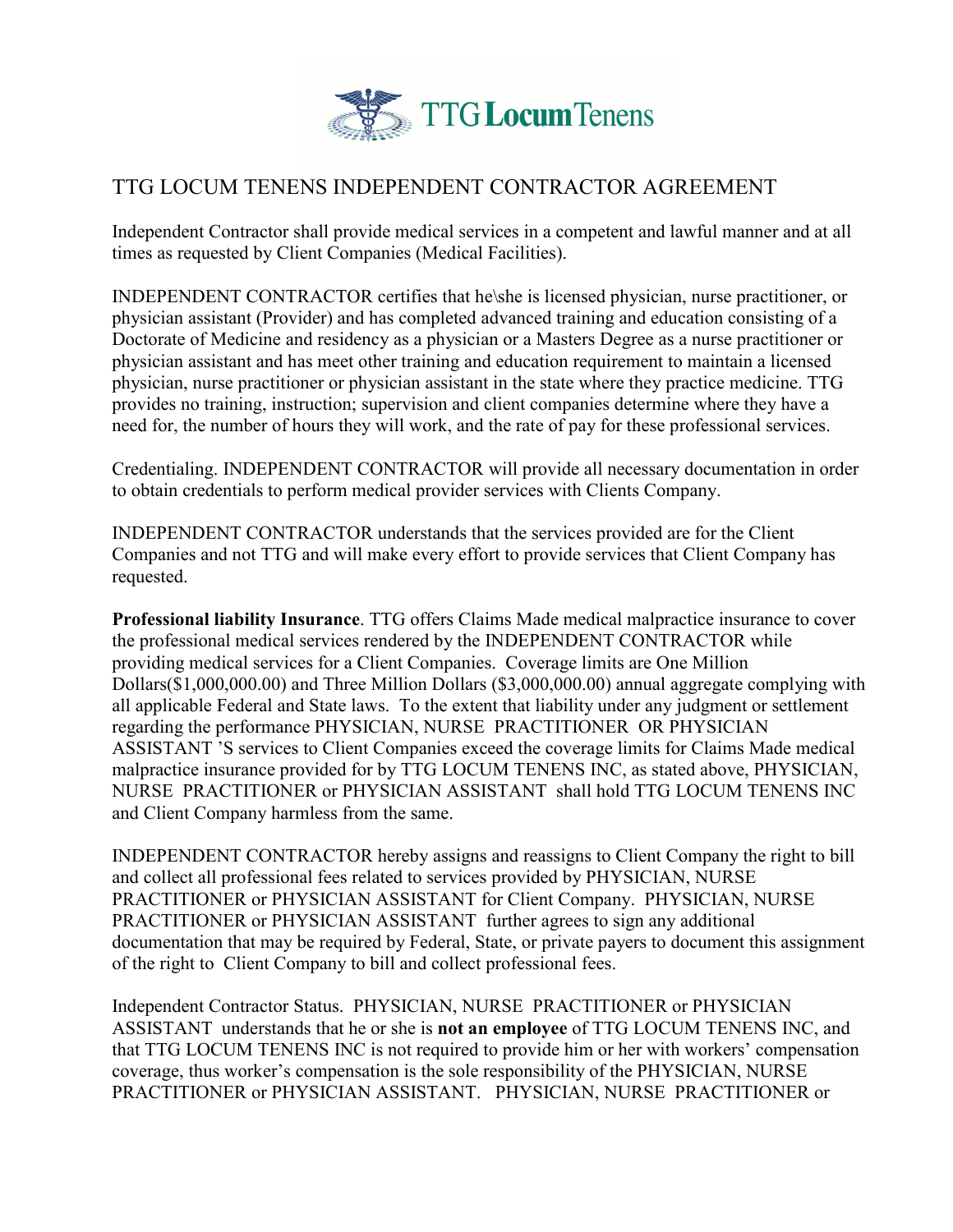# TTG LOCUM TENENS INDEPENDENT CONTRACTOR AGREEMENT

Independent Contractor shall provide medical services in a competent and lawful manner and at all times as requested by Client Companies (Medical Facilities).

INDEPENDENT CONTRACTOR certifies that he\she is licensed physician, nurse practitioner, or physician assistant (Provider) and has completed advanced training and education consisting of a Doctorate of Medicine and residency as a physician or a Masters Degree as a nurse practitioner or physician assistant and has meet other training and education requirement to maintain a licensed physician, nurse practitioner or physician assistant in the state where they practice medicine. TTG provides no training, instruction; supervision and client companies determine where they have a need for, the number of hours they will work, and the rate of pay for these professional services.

Credentialing. INDEPENDENT CONTRACTOR will provide all necessary documentation in order to obtain credentials to perform medical provider services with Clients Company.

INDEPENDENT CONTRACTOR understands that the services provided are for the Client Companies and not TTG and will make every effort to provide services that Client Company has requested.

**Professional liability Insurance**. TTG offers Claims Made medical malpractice insurance to cover the professional medical services rendered by the INDEPENDENT CONTRACTOR while providing medical services for a Client Companies. Coverage limits are One Million Dollars($1,000,000.00) and Three Million Dollars ($3,000,000.00) annual aggregate complying with all applicable Federal and State laws. To the extent that liability under any judgment or settlement regarding the performance PHYSICIAN, NURSE PRACTITIONER OR PHYSICIAN ASSISTANT 'S services to Client Companies exceed the coverage limits for Claims Made medical malpractice insurance provided for by TTG LOCUM TENENS INC, as stated above, PHYSICIAN, NURSE PRACTITIONER or PHYSICIAN ASSISTANT shall hold TTG LOCUM TENENS INC and Client Company harmless from the same.

INDEPENDENT CONTRACTOR hereby assigns and reassigns to Client Company the right to bill and collect all professional fees related to services provided by PHYSICIAN, NURSE PRACTITIONER or PHYSICIAN ASSISTANT for Client Company. PHYSICIAN, NURSE PRACTITIONER or PHYSICIAN ASSISTANT further agrees to sign any additional documentation that may be required by Federal, State, or private payers to document this assignment of the right to Client Company to bill and collect professional fees.

Independent Contractor Status. PHYSICIAN, NURSE PRACTITIONER or PHYSICIAN ASSISTANT understands that he or she is **not an employee** of TTG LOCUM TENENS INC, and that TTG LOCUM TENENS INC is not required to provide him or her with workers' compensation coverage, thus worker's compensation is the sole responsibility of the PHYSICIAN, NURSE PRACTITIONER or PHYSICIAN ASSISTANT. PHYSICIAN, NURSE PRACTITIONER or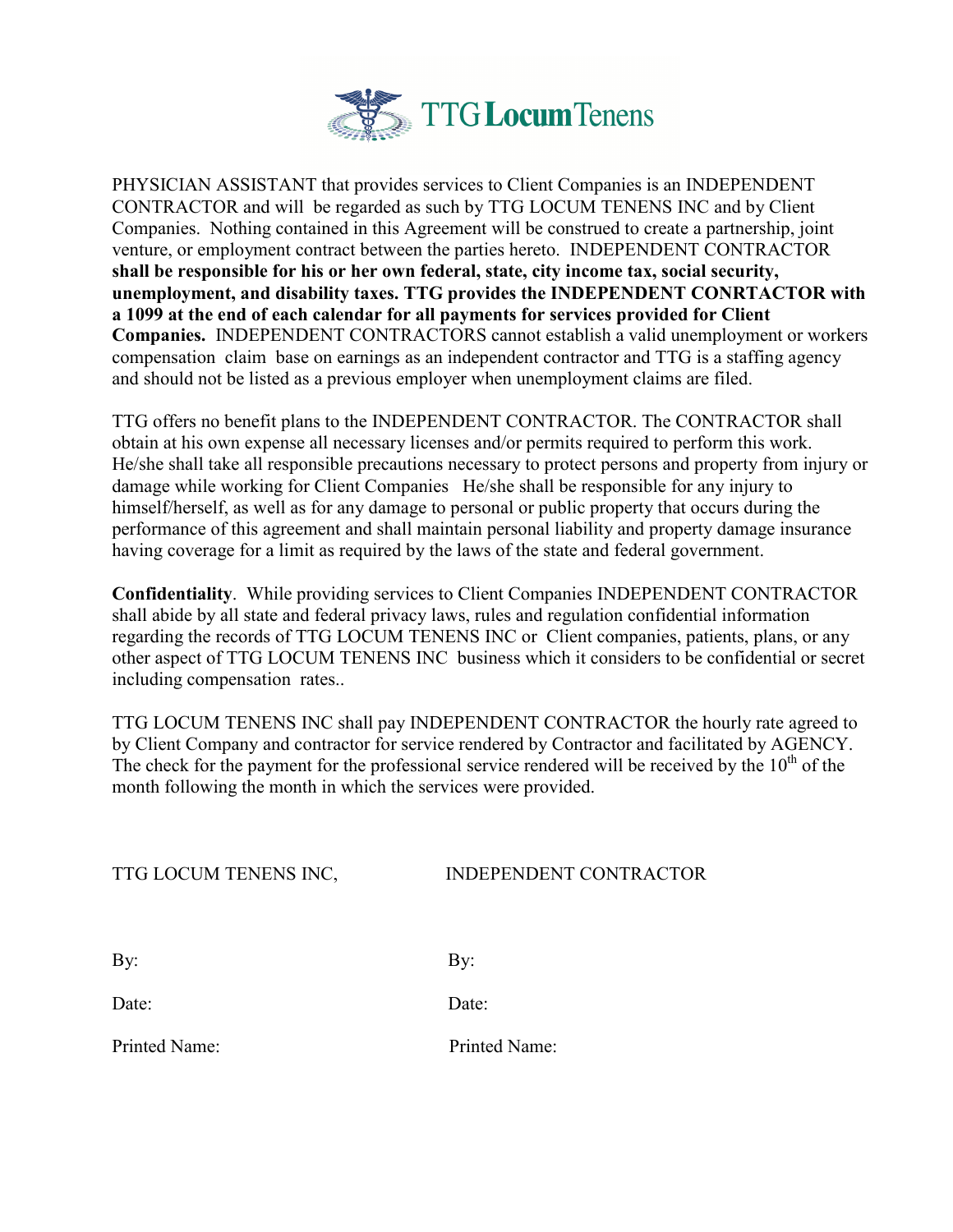PHYSICIAN ASSISTANT that provides services to Client Companies is an INDEPENDENT CONTRACTOR and will be regarded as such by TTG LOCUM TENENS INC and by Client Companies. Nothing contained in this Agreement will be construed to create a partnership, joint venture, or employment contract between the parties hereto. INDEPENDENT CONTRACTOR **shall be responsible for his or her own federal, state, city income tax, social security, unemployment, and disability taxes. TTG provides the INDEPENDENT CONRTACTOR with a 1099 at the end of each calendar for all payments for services provided for Client Companies.** INDEPENDENT CONTRACTORS cannot establish a valid unemployment or workers compensation claim base on earnings as an independent contractor and TTG is a staffing agency and should not be listed as a previous employer when unemployment claims are filed.

TTG offers no benefit plans to the INDEPENDENT CONTRACTOR. The CONTRACTOR shall obtain at his own expense all necessary licenses and/or permits required to perform this work. He/she shall take all responsible precautions necessary to protect persons and property from injury or damage while working for Client Companies He/she shall be responsible for any injury to himself/herself, as well as for any damage to personal or public property that occurs during the performance of this agreement and shall maintain personal liability and property damage insurance having coverage for a limit as required by the laws of the state and federal government.

**Confidentiality**. While providing services to Client Companies INDEPENDENT CONTRACTOR shall abide by all state and federal privacy laws, rules and regulation confidential information regarding the records of TTG LOCUM TENENS INC or Client companies, patients, plans, or any other aspect of TTG LOCUM TENENS INC business which it considers to be confidential or secret including compensation rates..

TTG LOCUM TENENS INC shall pay INDEPENDENT CONTRACTOR the hourly rate agreed to by Client Company and contractor for service rendered by Contractor and facilitated by AGENCY. The check for the payment for the professional service rendered will be received by the 10th of the month following the month in which the services were provided.

| TTG LOCUM TENENS INC, | INDEPENDENT CONTRACTOR |
|---|---|
| By: | By: |
| Date: | Date: |
| Printed Name: | Printed Name: |